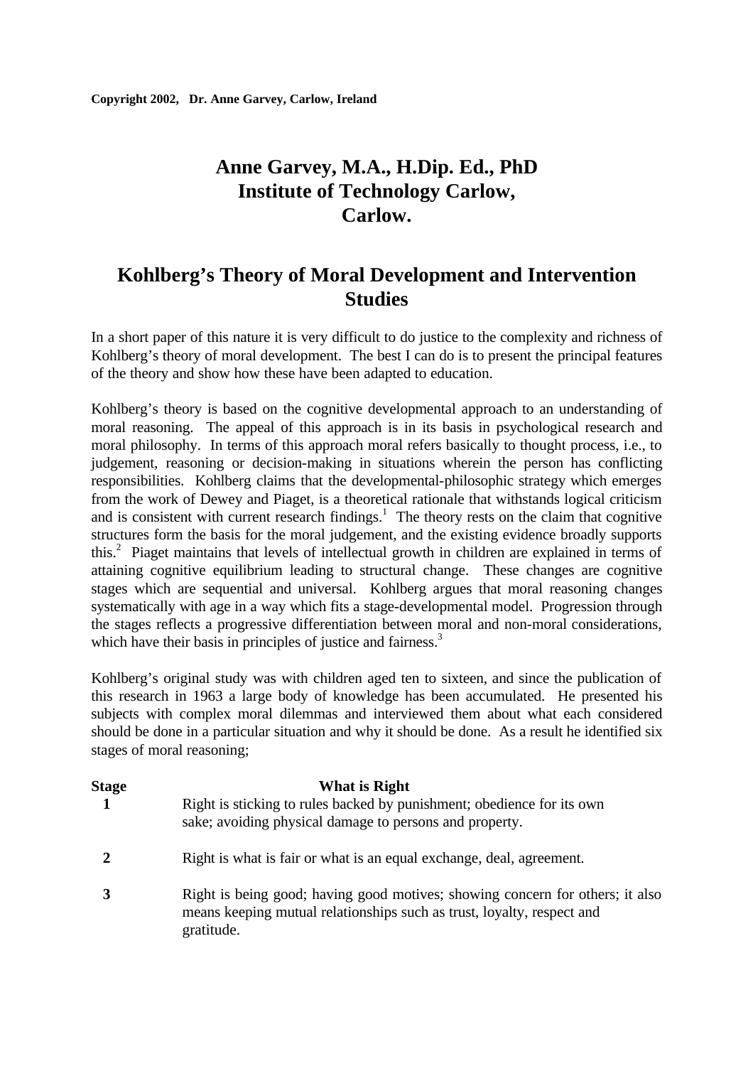**Copyright 2002, Dr. Anne Garvey, Carlow, Ireland**

# Anne Garvey, M.A., H.Dip. Ed., PhD
# Institute of Technology Carlow, Carlow.

## Kohlberg's Theory of Moral Development and Intervention Studies

In a short paper of this nature it is very difficult to do justice to the complexity and richness of Kohlberg's theory of moral development. The best I can do is to present the principal features of the theory and show how these have been adapted to education.

Kohlberg's theory is based on the cognitive developmental approach to an understanding of moral reasoning. The appeal of this approach is in its basis in psychological research and moral philosophy. In terms of this approach moral refers basically to thought process, i.e., to judgement, reasoning or decision-making in situations wherein the person has conflicting responsibilities. Kohlberg claims that the developmental-philosophic strategy which emerges from the work of Dewey and Piaget, is a theoretical rationale that withstands logical criticism and is consistent with current research findings.[1] The theory rests on the claim that cognitive structures form the basis for the moral judgement, and the existing evidence broadly supports this.[2] Piaget maintains that levels of intellectual growth in children are explained in terms of attaining cognitive equilibrium leading to structural change. These changes are cognitive stages which are sequential and universal. Kohlberg argues that moral reasoning changes systematically with age in a way which fits a stage-developmental model. Progression through the stages reflects a progressive differentiation between moral and non-moral considerations, which have their basis in principles of justice and fairness.[3]

Kohlberg's original study was with children aged ten to sixteen, and since the publication of this research in 1963 a large body of knowledge has been accumulated. He presented his subjects with complex moral dilemmas and interviewed them about what each considered should be done in a particular situation and why it should be done. As a result he identified six stages of moral reasoning;

| Stage | What is Right |
|---|---|
| 1 | Right is sticking to rules backed by punishment; obedience for its own sake; avoiding physical damage to persons and property. |
| 2 | Right is what is fair or what is an equal exchange, deal, agreement. |
| 3 | Right is being good; having good motives; showing concern for others; it also means keeping mutual relationships such as trust, loyalty, respect and gratitude. |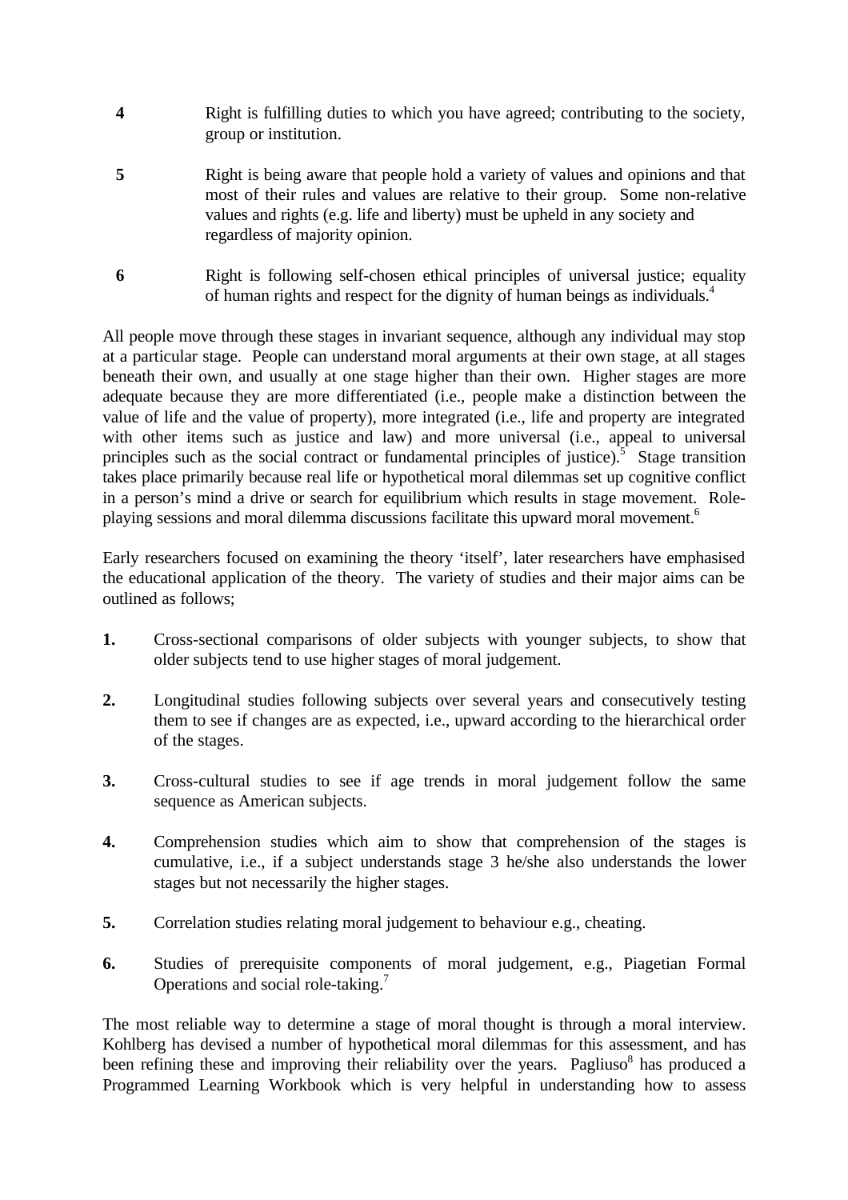**4** Right is fulfilling duties to which you have agreed; contributing to the society, group or institution.

**5** Right is being aware that people hold a variety of values and opinions and that most of their rules and values are relative to their group. Some non-relative values and rights (e.g. life and liberty) must be upheld in any society and regardless of majority opinion.

**6** Right is following self-chosen ethical principles of universal justice; equality of human rights and respect for the dignity of human beings as individuals.[4]

All people move through these stages in invariant sequence, although any individual may stop at a particular stage. People can understand moral arguments at their own stage, at all stages beneath their own, and usually at one stage higher than their own. Higher stages are more adequate because they are more differentiated (i.e., people make a distinction between the value of life and the value of property), more integrated (i.e., life and property are integrated with other items such as justice and law) and more universal (i.e., appeal to universal principles such as the social contract or fundamental principles of justice).[5] Stage transition takes place primarily because real life or hypothetical moral dilemmas set up cognitive conflict in a person's mind a drive or search for equilibrium which results in stage movement. Role-playing sessions and moral dilemma discussions facilitate this upward moral movement.[6]

Early researchers focused on examining the theory 'itself', later researchers have emphasised the educational application of the theory. The variety of studies and their major aims can be outlined as follows;

**1.** Cross-sectional comparisons of older subjects with younger subjects, to show that older subjects tend to use higher stages of moral judgement.

**2.** Longitudinal studies following subjects over several years and consecutively testing them to see if changes are as expected, i.e., upward according to the hierarchical order of the stages.

**3.** Cross-cultural studies to see if age trends in moral judgement follow the same sequence as American subjects.

**4.** Comprehension studies which aim to show that comprehension of the stages is cumulative, i.e., if a subject understands stage 3 he/she also understands the lower stages but not necessarily the higher stages.

**5.** Correlation studies relating moral judgement to behaviour e.g., cheating.

**6.** Studies of prerequisite components of moral judgement, e.g., Piagetian Formal Operations and social role-taking.[7]

The most reliable way to determine a stage of moral thought is through a moral interview. Kohlberg has devised a number of hypothetical moral dilemmas for this assessment, and has been refining these and improving their reliability over the years. Pagliuso[8] has produced a Programmed Learning Workbook which is very helpful in understanding how to assess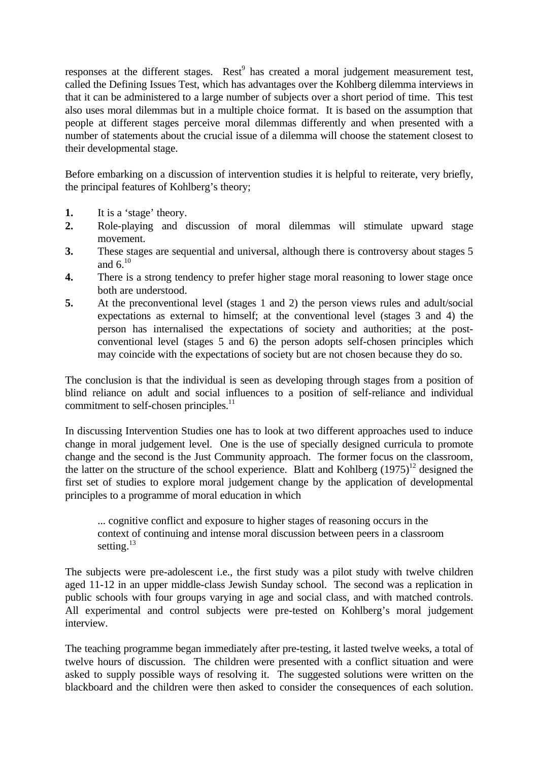responses at the different stages. Rest[9] has created a moral judgement measurement test, called the Defining Issues Test, which has advantages over the Kohlberg dilemma interviews in that it can be administered to a large number of subjects over a short period of time. This test also uses moral dilemmas but in a multiple choice format. It is based on the assumption that people at different stages perceive moral dilemmas differently and when presented with a number of statements about the crucial issue of a dilemma will choose the statement closest to their developmental stage.

Before embarking on a discussion of intervention studies it is helpful to reiterate, very briefly, the principal features of Kohlberg's theory;

**1.** It is a 'stage' theory.
**2.** Role-playing and discussion of moral dilemmas will stimulate upward stage movement.
**3.** These stages are sequential and universal, although there is controversy about stages 5 and 6.[10]
**4.** There is a strong tendency to prefer higher stage moral reasoning to lower stage once both are understood.
**5.** At the preconventional level (stages 1 and 2) the person views rules and adult/social expectations as external to himself; at the conventional level (stages 3 and 4) the person has internalised the expectations of society and authorities; at the post-conventional level (stages 5 and 6) the person adopts self-chosen principles which may coincide with the expectations of society but are not chosen because they do so.

The conclusion is that the individual is seen as developing through stages from a position of blind reliance on adult and social influences to a position of self-reliance and individual commitment to self-chosen principles.[11]

In discussing Intervention Studies one has to look at two different approaches used to induce change in moral judgement level. One is the use of specially designed curricula to promote change and the second is the Just Community approach. The former focus on the classroom, the latter on the structure of the school experience. Blatt and Kohlberg (1975)[12] designed the first set of studies to explore moral judgement change by the application of developmental principles to a programme of moral education in which

> ... cognitive conflict and exposure to higher stages of reasoning occurs in the context of continuing and intense moral discussion between peers in a classroom setting.[13]

The subjects were pre-adolescent i.e., the first study was a pilot study with twelve children aged 11-12 in an upper middle-class Jewish Sunday school. The second was a replication in public schools with four groups varying in age and social class, and with matched controls. All experimental and control subjects were pre-tested on Kohlberg's moral judgement interview.

The teaching programme began immediately after pre-testing, it lasted twelve weeks, a total of twelve hours of discussion. The children were presented with a conflict situation and were asked to supply possible ways of resolving it. The suggested solutions were written on the blackboard and the children were then asked to consider the consequences of each solution.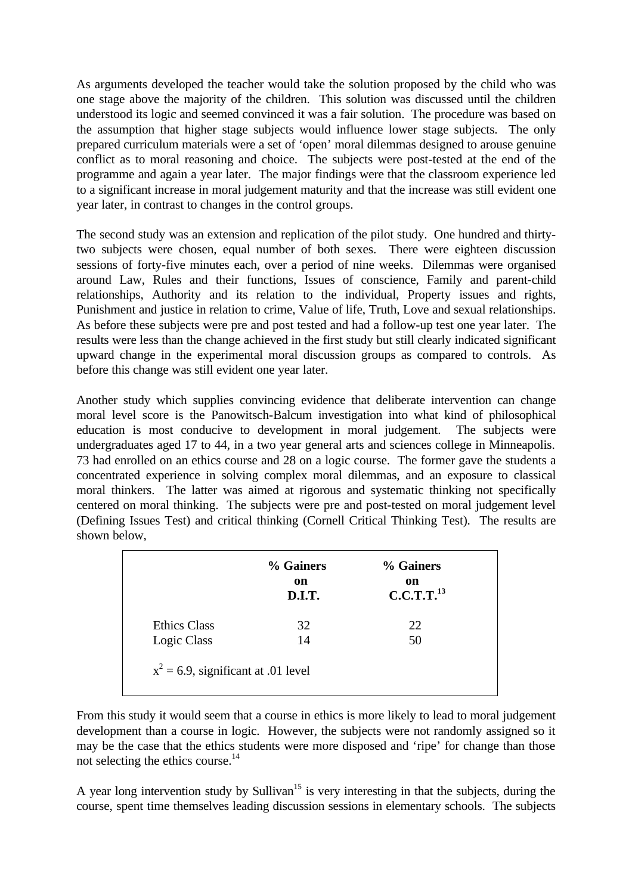As arguments developed the teacher would take the solution proposed by the child who was one stage above the majority of the children. This solution was discussed until the children understood its logic and seemed convinced it was a fair solution. The procedure was based on the assumption that higher stage subjects would influence lower stage subjects. The only prepared curriculum materials were a set of 'open' moral dilemmas designed to arouse genuine conflict as to moral reasoning and choice. The subjects were post-tested at the end of the programme and again a year later. The major findings were that the classroom experience led to a significant increase in moral judgement maturity and that the increase was still evident one year later, in contrast to changes in the control groups.

The second study was an extension and replication of the pilot study. One hundred and thirty-two subjects were chosen, equal number of both sexes. There were eighteen discussion sessions of forty-five minutes each, over a period of nine weeks. Dilemmas were organised around Law, Rules and their functions, Issues of conscience, Family and parent-child relationships, Authority and its relation to the individual, Property issues and rights, Punishment and justice in relation to crime, Value of life, Truth, Love and sexual relationships. As before these subjects were pre and post tested and had a follow-up test one year later. The results were less than the change achieved in the first study but still clearly indicated significant upward change in the experimental moral discussion groups as compared to controls. As before this change was still evident one year later.

Another study which supplies convincing evidence that deliberate intervention can change moral level score is the Panowitsch-Balcum investigation into what kind of philosophical education is most conducive to development in moral judgement. The subjects were undergraduates aged 17 to 44, in a two year general arts and sciences college in Minneapolis. 73 had enrolled on an ethics course and 28 on a logic course. The former gave the students a concentrated experience in solving complex moral dilemmas, and an exposure to classical moral thinkers. The latter was aimed at rigorous and systematic thinking not specifically centered on moral thinking. The subjects were pre and post-tested on moral judgement level (Defining Issues Test) and critical thinking (Cornell Critical Thinking Test). The results are shown below,

| | **% Gainers on D.I.T.** | **% Gainers on C.C.T.T.**[13] |
|---|---|---|
| Ethics Class | 32 | 22 |
| Logic Class | 14 | 50 |

$x^2 = 6.9$, significant at .01 level

From this study it would seem that a course in ethics is more likely to lead to moral judgement development than a course in logic. However, the subjects were not randomly assigned so it may be the case that the ethics students were more disposed and 'ripe' for change than those not selecting the ethics course.[14]

A year long intervention study by Sullivan[15] is very interesting in that the subjects, during the course, spent time themselves leading discussion sessions in elementary schools. The subjects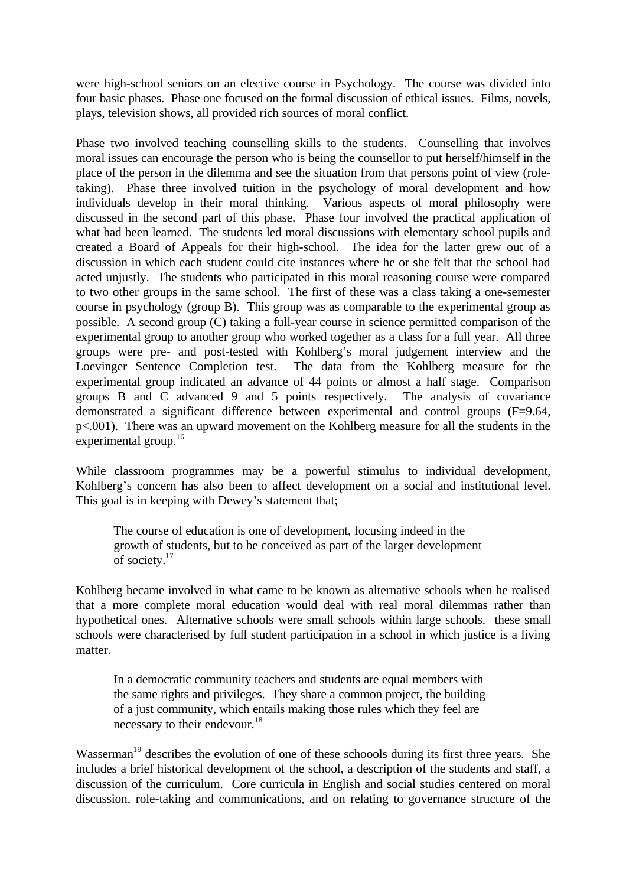were high-school seniors on an elective course in Psychology. The course was divided into four basic phases. Phase one focused on the formal discussion of ethical issues. Films, novels, plays, television shows, all provided rich sources of moral conflict.

Phase two involved teaching counselling skills to the students. Counselling that involves moral issues can encourage the person who is being the counsellor to put herself/himself in the place of the person in the dilemma and see the situation from that persons point of view (role-taking). Phase three involved tuition in the psychology of moral development and how individuals develop in their moral thinking. Various aspects of moral philosophy were discussed in the second part of this phase. Phase four involved the practical application of what had been learned. The students led moral discussions with elementary school pupils and created a Board of Appeals for their high-school. The idea for the latter grew out of a discussion in which each student could cite instances where he or she felt that the school had acted unjustly. The students who participated in this moral reasoning course were compared to two other groups in the same school. The first of these was a class taking a one-semester course in psychology (group B). This group was as comparable to the experimental group as possible. A second group (C) taking a full-year course in science permitted comparison of the experimental group to another group who worked together as a class for a full year. All three groups were pre- and post-tested with Kohlberg's moral judgement interview and the Loevinger Sentence Completion test. The data from the Kohlberg measure for the experimental group indicated an advance of 44 points or almost a half stage. Comparison groups B and C advanced 9 and 5 points respectively. The analysis of covariance demonstrated a significant difference between experimental and control groups ($F=9.64$, $p<.001$). There was an upward movement on the Kohlberg measure for all the students in the experimental group.[16]

While classroom programmes may be a powerful stimulus to individual development, Kohlberg's concern has also been to affect development on a social and institutional level. This goal is in keeping with Dewey's statement that;

> The course of education is one of development, focusing indeed in the growth of students, but to be conceived as part of the larger development of society.[17]

Kohlberg became involved in what came to be known as alternative schools when he realised that a more complete moral education would deal with real moral dilemmas rather than hypothetical ones. Alternative schools were small schools within large schools. these small schools were characterised by full student participation in a school in which justice is a living matter.

> In a democratic community teachers and students are equal members with the same rights and privileges. They share a common project, the building of a just community, which entails making those rules which they feel are necessary to their endevour.[18]

Wasserman[19] describes the evolution of one of these schoools during its first three years. She includes a brief historical development of the school, a description of the students and staff, a discussion of the curriculum. Core curricula in English and social studies centered on moral discussion, role-taking and communications, and on relating to governance structure of the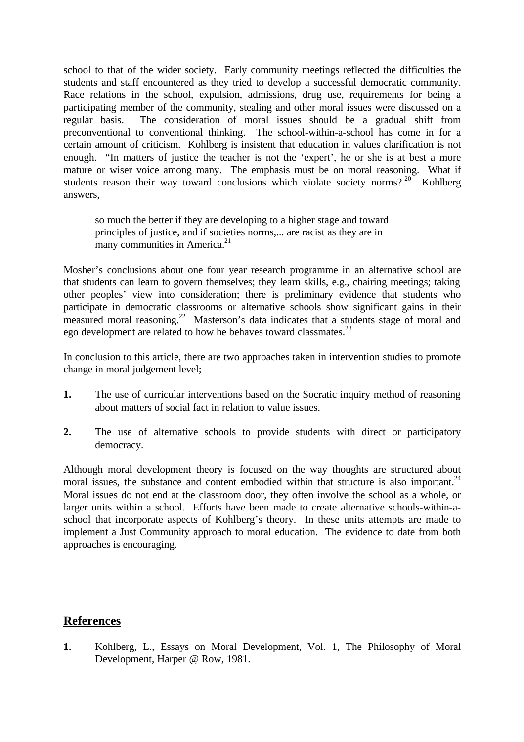school to that of the wider society. Early community meetings reflected the difficulties the students and staff encountered as they tried to develop a successful democratic community. Race relations in the school, expulsion, admissions, drug use, requirements for being a participating member of the community, stealing and other moral issues were discussed on a regular basis. The consideration of moral issues should be a gradual shift from preconventional to conventional thinking. The school-within-a-school has come in for a certain amount of criticism. Kohlberg is insistent that education in values clarification is not enough. "In matters of justice the teacher is not the 'expert', he or she is at best a more mature or wiser voice among many. The emphasis must be on moral reasoning. What if students reason their way toward conclusions which violate society norms?.[20] Kohlberg answers,

> so much the better if they are developing to a higher stage and toward principles of justice, and if societies norms,... are racist as they are in many communities in America.[21]

Mosher's conclusions about one four year research programme in an alternative school are that students can learn to govern themselves; they learn skills, e.g., chairing meetings; taking other peoples' view into consideration; there is preliminary evidence that students who participate in democratic classrooms or alternative schools show significant gains in their measured moral reasoning.[22] Masterson's data indicates that a students stage of moral and ego development are related to how he behaves toward classmates.[23]

In conclusion to this article, there are two approaches taken in intervention studies to promote change in moral judgement level;

**1.** The use of curricular interventions based on the Socratic inquiry method of reasoning about matters of social fact in relation to value issues.

**2.** The use of alternative schools to provide students with direct or participatory democracy.

Although moral development theory is focused on the way thoughts are structured about moral issues, the substance and content embodied within that structure is also important.[24] Moral issues do not end at the classroom door, they often involve the school as a whole, or larger units within a school. Efforts have been made to create alternative schools-within-a-school that incorporate aspects of Kohlberg's theory. In these units attempts are made to implement a Just Community approach to moral education. The evidence to date from both approaches is encouraging.

## References

**1.** Kohlberg, L., Essays on Moral Development, Vol. 1, The Philosophy of Moral Development, Harper @ Row, 1981.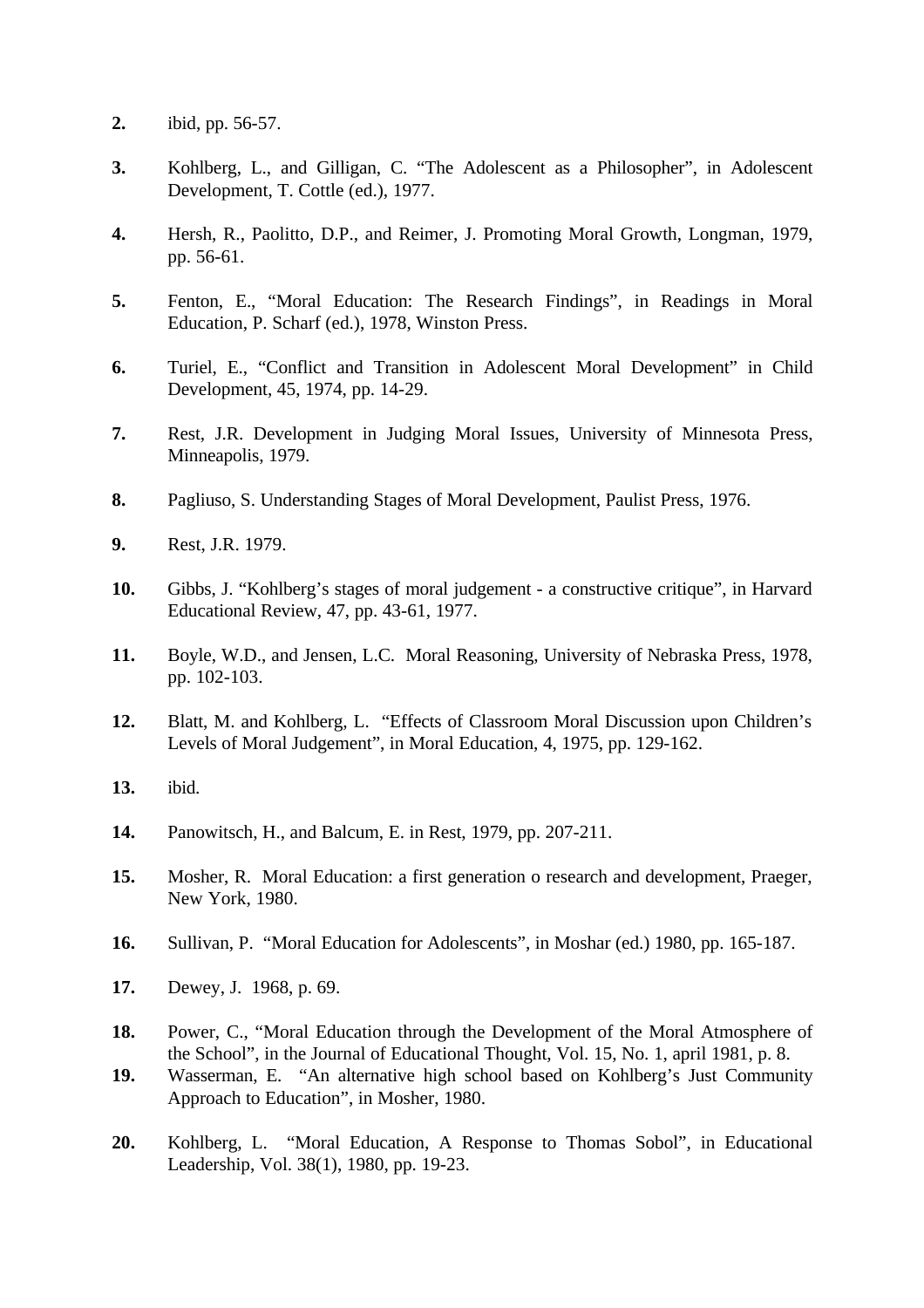**2.** ibid, pp. 56-57.

**3.** Kohlberg, L., and Gilligan, C. “The Adolescent as a Philosopher”, in Adolescent Development, T. Cottle (ed.), 1977.

**4.** Hersh, R., Paolitto, D.P., and Reimer, J. Promoting Moral Growth, Longman, 1979, pp. 56-61.

**5.** Fenton, E., “Moral Education: The Research Findings”, in Readings in Moral Education, P. Scharf (ed.), 1978, Winston Press.

**6.** Turiel, E., “Conflict and Transition in Adolescent Moral Development” in Child Development, 45, 1974, pp. 14-29.

**7.** Rest, J.R. Development in Judging Moral Issues, University of Minnesota Press, Minneapolis, 1979.

**8.** Pagliuso, S. Understanding Stages of Moral Development, Paulist Press, 1976.

**9.** Rest, J.R. 1979.

**10.** Gibbs, J. “Kohlberg’s stages of moral judgement - a constructive critique”, in Harvard Educational Review, 47, pp. 43-61, 1977.

**11.** Boyle, W.D., and Jensen, L.C. Moral Reasoning, University of Nebraska Press, 1978, pp. 102-103.

**12.** Blatt, M. and Kohlberg, L. “Effects of Classroom Moral Discussion upon Children’s Levels of Moral Judgement”, in Moral Education, 4, 1975, pp. 129-162.

**13.** ibid.

**14.** Panowitsch, H., and Balcum, E. in Rest, 1979, pp. 207-211.

**15.** Mosher, R. Moral Education: a first generation o research and development, Praeger, New York, 1980.

**16.** Sullivan, P. “Moral Education for Adolescents”, in Moshar (ed.) 1980, pp. 165-187.

**17.** Dewey, J. 1968, p. 69.

**18.** Power, C., “Moral Education through the Development of the Moral Atmosphere of the School”, in the Journal of Educational Thought, Vol. 15, No. 1, april 1981, p. 8.

**19.** Wasserman, E. “An alternative high school based on Kohlberg’s Just Community Approach to Education”, in Mosher, 1980.

**20.** Kohlberg, L. “Moral Education, A Response to Thomas Sobol”, in Educational Leadership, Vol. 38(1), 1980, pp. 19-23.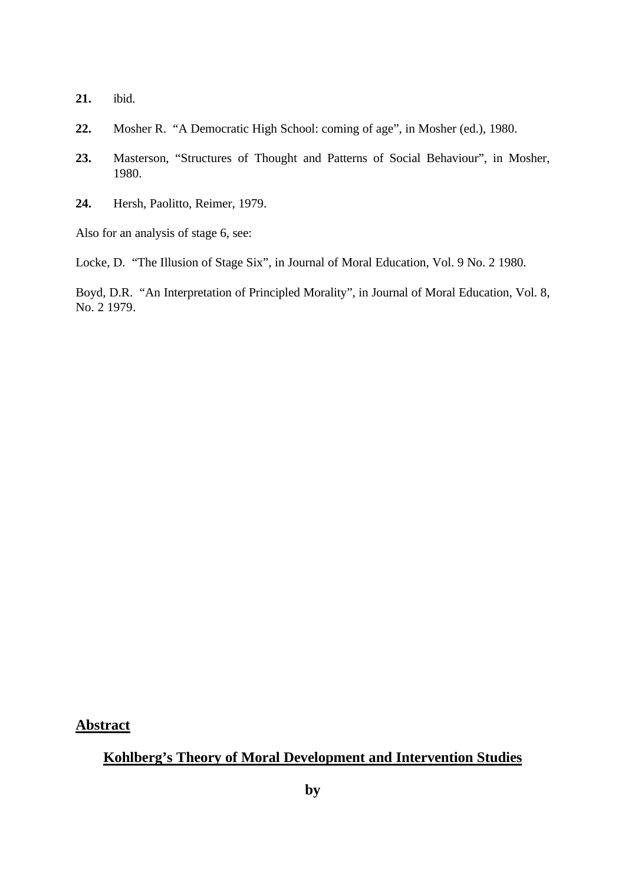**21.** ibid.

**22.** Mosher R. "A Democratic High School: coming of age", in Mosher (ed.), 1980.

**23.** Masterson, "Structures of Thought and Patterns of Social Behaviour", in Mosher, 1980.

**24.** Hersh, Paolitto, Reimer, 1979.

Also for an analysis of stage 6, see:

Locke, D. "The Illusion of Stage Six", in Journal of Moral Education, Vol. 9 No. 2 1980.

Boyd, D.R. "An Interpretation of Principled Morality", in Journal of Moral Education, Vol. 8, No. 2 1979.

## Abstract

## Kohlberg's Theory of Moral Development and Intervention Studies

**by**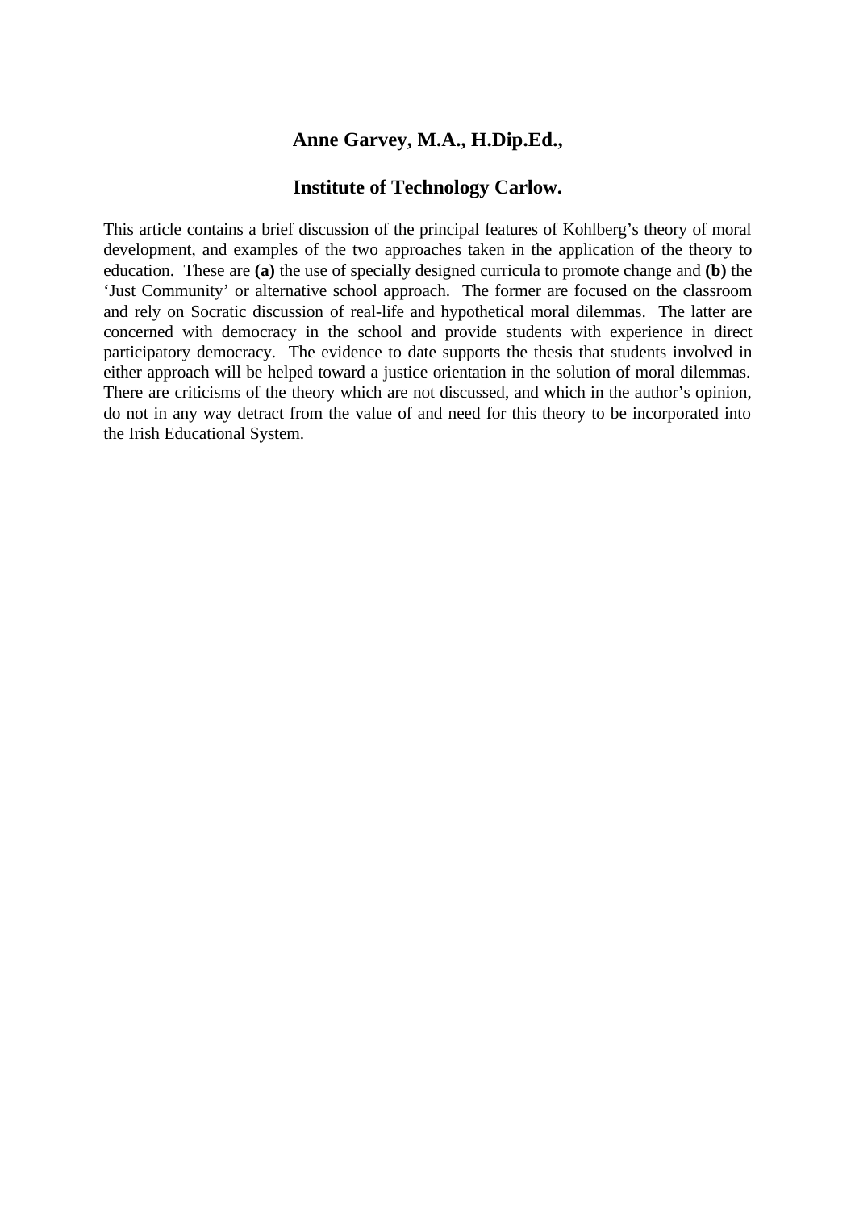**Anne Garvey, M.A., H.Dip.Ed.,**

**Institute of Technology Carlow.**

This article contains a brief discussion of the principal features of Kohlberg's theory of moral development, and examples of the two approaches taken in the application of the theory to education. These are **(a)** the use of specially designed curricula to promote change and **(b)** the 'Just Community' or alternative school approach. The former are focused on the classroom and rely on Socratic discussion of real-life and hypothetical moral dilemmas. The latter are concerned with democracy in the school and provide students with experience in direct participatory democracy. The evidence to date supports the thesis that students involved in either approach will be helped toward a justice orientation in the solution of moral dilemmas. There are criticisms of the theory which are not discussed, and which in the author's opinion, do not in any way detract from the value of and need for this theory to be incorporated into the Irish Educational System.